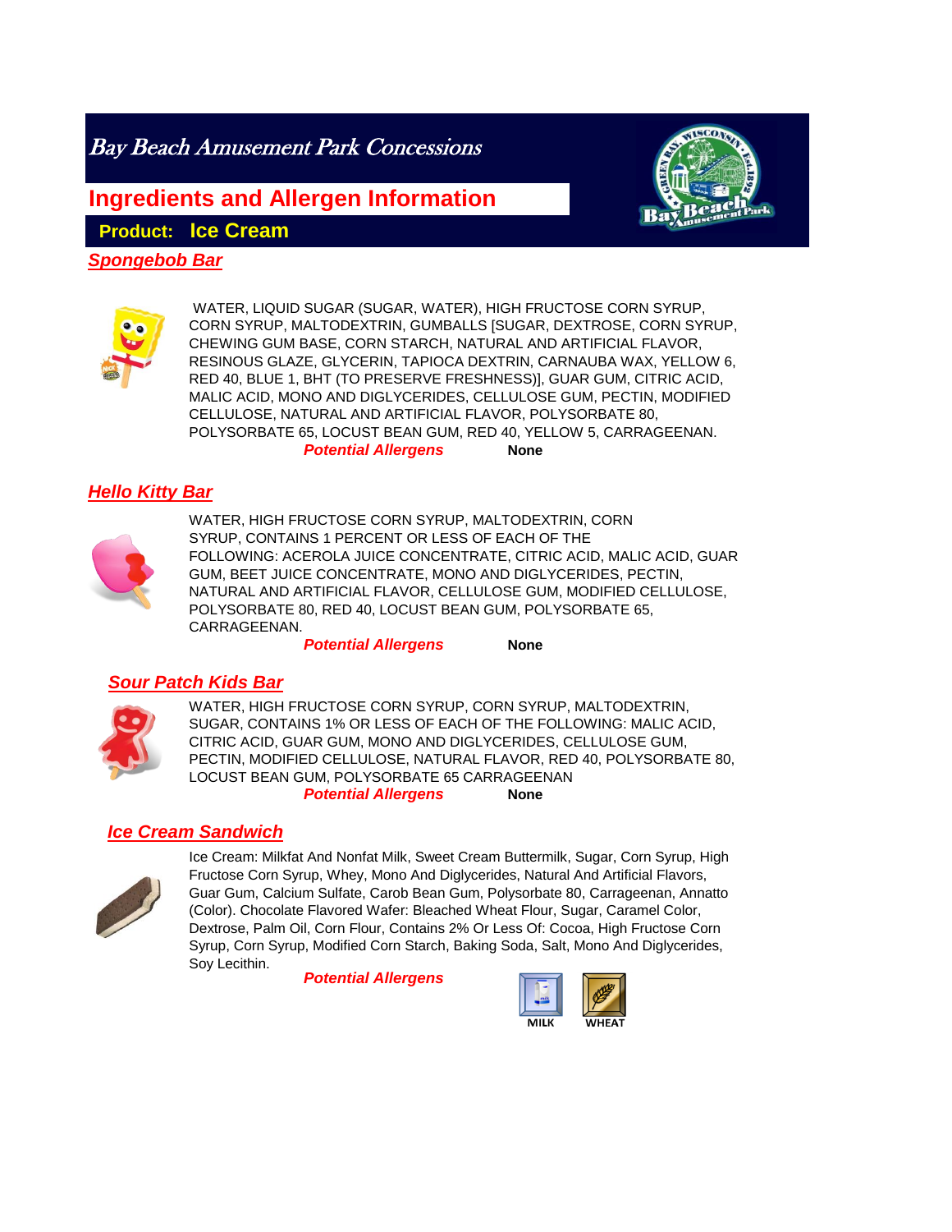# Bay Beach Amusement Park Concessions

## Ingredients and Allergen Information

**Product: Ice Cream**

### Spongebob Bar

WATER, LIQUID SUGAR (SUGAR, WATER), HIGH FRUCTOSE CORN SYRUP, CORN SYRUP, MALTODEXTRIN, GUMBALLS [SUGAR, DEXTROSE, CORN SYRUP, CHEWING GUM BASE, CORN STARCH, NATURAL AND ARTIFICIAL FLAVOR, RESINOUS GLAZE, GLYCERIN, TAPIOCA DEXTRIN, CARNAUBA WAX, YELLOW 6, RED 40, BLUE 1, BHT (TO PRESERVE FRESHNESS)], GUAR GUM, CITRIC ACID, MALIC ACID, MONO AND DIGLYCERIDES, CELLULOSE GUM, PECTIN, MODIFIED CELLULOSE, NATURAL AND ARTIFICIAL FLAVOR, POLYSORBATE 80, POLYSORBATE 65, LOCUST BEAN GUM, RED 40, YELLOW 5, CARRAGEENAN.

***Potential Allergens*** **None**

### Hello Kitty Bar

WATER, HIGH FRUCTOSE CORN SYRUP, MALTODEXTRIN, CORN SYRUP, CONTAINS 1 PERCENT OR LESS OF EACH OF THE FOLLOWING: ACEROLA JUICE CONCENTRATE, CITRIC ACID, MALIC ACID, GUAR GUM, BEET JUICE CONCENTRATE, MONO AND DIGLYCERIDES, PECTIN, NATURAL AND ARTIFICIAL FLAVOR, CELLULOSE GUM, MODIFIED CELLULOSE, POLYSORBATE 80, RED 40, LOCUST BEAN GUM, POLYSORBATE 65, CARRAGEENAN.

***Potential Allergens*** **None**

### Sour Patch Kids Bar

WATER, HIGH FRUCTOSE CORN SYRUP, CORN SYRUP, MALTODEXTRIN, SUGAR, CONTAINS 1% OR LESS OF EACH OF THE FOLLOWING: MALIC ACID, CITRIC ACID, GUAR GUM, MONO AND DIGLYCERIDES, CELLULOSE GUM, PECTIN, MODIFIED CELLULOSE, NATURAL FLAVOR, RED 40, POLYSORBATE 80, LOCUST BEAN GUM, POLYSORBATE 65 CARRAGEENAN

***Potential Allergens*** **None**

### Ice Cream Sandwich

Ice Cream: Milkfat And Nonfat Milk, Sweet Cream Buttermilk, Sugar, Corn Syrup, High Fructose Corn Syrup, Whey, Mono And Diglycerides, Natural And Artificial Flavors, Guar Gum, Calcium Sulfate, Carob Bean Gum, Polysorbate 80, Carrageenan, Annatto (Color). Chocolate Flavored Wafer: Bleached Wheat Flour, Sugar, Caramel Color, Dextrose, Palm Oil, Corn Flour, Contains 2% Or Less Of: Cocoa, High Fructose Corn Syrup, Corn Syrup, Modified Corn Starch, Baking Soda, Salt, Mono And Diglycerides, Soy Lecithin.

***Potential Allergens*** MILK WHEAT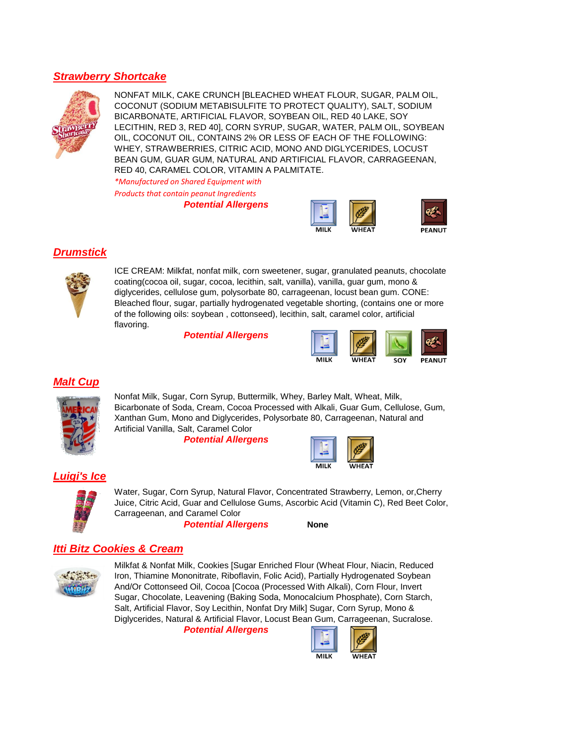## Strawberry Shortcake

NONFAT MILK, CAKE CRUNCH [BLEACHED WHEAT FLOUR, SUGAR, PALM OIL, COCONUT (SODIUM METABISULFITE TO PROTECT QUALITY), SALT, SODIUM BICARBONATE, ARTIFICIAL FLAVOR, SOYBEAN OIL, RED 40 LAKE, SOY LECITHIN, RED 3, RED 40], CORN SYRUP, SUGAR, WATER, PALM OIL, SOYBEAN OIL, COCONUT OIL, CONTAINS 2% OR LESS OF EACH OF THE FOLLOWING: WHEY, STRAWBERRIES, CITRIC ACID, MONO AND DIGLYCERIDES, LOCUST BEAN GUM, GUAR GUM, NATURAL AND ARTIFICIAL FLAVOR, CARRAGEENAN, RED 40, CARAMEL COLOR, VITAMIN A PALMITATE.

*\*Manufactured on Shared Equipment with Products that contain peanut Ingredients*

***Potential Allergens*** MILK WHEAT PEANUT

## Drumstick

ICE CREAM: Milkfat, nonfat milk, corn sweetener, sugar, granulated peanuts, chocolate coating(cocoa oil, sugar, cocoa, lecithin, salt, vanilla), vanilla, guar gum, mono & diglycerides, cellulose gum, polysorbate 80, carrageenan, locust bean gum. CONE: Bleached flour, sugar, partially hydrogenated vegetable shorting, (contains one or more of the following oils: soybean , cottonseed), lecithin, salt, caramel color, artificial flavoring.

***Potential Allergens*** MILK WHEAT SOY PEANUT

## Malt Cup

Nonfat Milk, Sugar, Corn Syrup, Buttermilk, Whey, Barley Malt, Wheat, Milk, Bicarbonate of Soda, Cream, Cocoa Processed with Alkali, Guar Gum, Cellulose, Gum, Xanthan Gum, Mono and Diglycerides, Polysorbate 80, Carrageenan, Natural and Artificial Vanilla, Salt, Caramel Color

***Potential Allergens*** MILK WHEAT

## Luigi's Ice

Water, Sugar, Corn Syrup, Natural Flavor, Concentrated Strawberry, Lemon, or,Cherry Juice, Citric Acid, Guar and Cellulose Gums, Ascorbic Acid (Vitamin C), Red Beet Color, Carrageenan, and Caramel Color

***Potential Allergens*** **None**

## Itti Bitz Cookies & Cream

Milkfat & Nonfat Milk, Cookies [Sugar Enriched Flour (Wheat Flour, Niacin, Reduced Iron, Thiamine Mononitrate, Riboflavin, Folic Acid), Partially Hydrogenated Soybean And/Or Cottonseed Oil, Cocoa [Cocoa (Processed With Alkali), Corn Flour, Invert Sugar, Chocolate, Leavening (Baking Soda, Monocalcium Phosphate), Corn Starch, Salt, Artificial Flavor, Soy Lecithin, Nonfat Dry Milk] Sugar, Corn Syrup, Mono & Diglycerides, Natural & Artificial Flavor, Locust Bean Gum, Carrageenan, Sucralose.

***Potential Allergens*** MILK WHEAT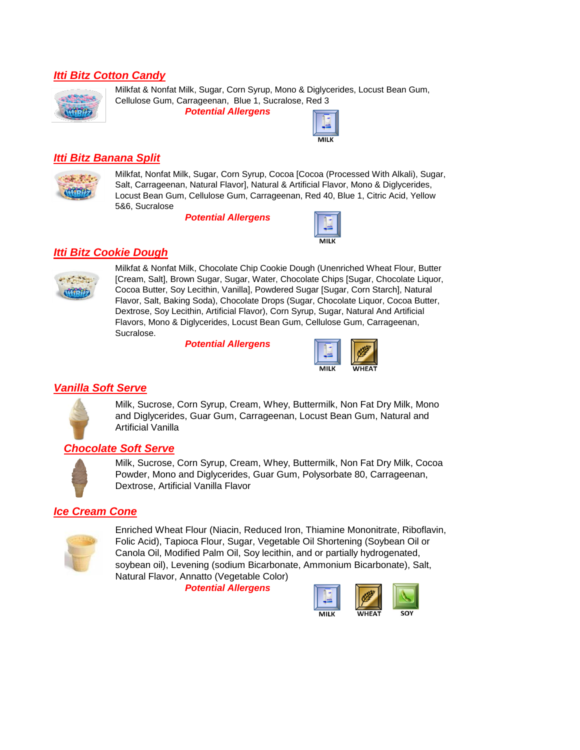## *Itti Bitz Cotton Candy*

Milkfat & Nonfat Milk, Sugar, Corn Syrup, Mono & Diglycerides, Locust Bean Gum, Cellulose Gum, Carrageenan, Blue 1, Sucralose, Red 3

***Potential Allergens***

MILK

## *Itti Bitz Banana Split*

Milkfat, Nonfat Milk, Sugar, Corn Syrup, Cocoa [Cocoa (Processed With Alkali), Sugar, Salt, Carrageenan, Natural Flavor], Natural & Artificial Flavor, Mono & Diglycerides, Locust Bean Gum, Cellulose Gum, Carrageenan, Red 40, Blue 1, Citric Acid, Yellow 5&6, Sucralose

***Potential Allergens***

MILK

## *Itti Bitz Cookie Dough*

Milkfat & Nonfat Milk, Chocolate Chip Cookie Dough (Unenriched Wheat Flour, Butter [Cream, Salt], Brown Sugar, Sugar, Water, Chocolate Chips [Sugar, Chocolate Liquor, Cocoa Butter, Soy Lecithin, Vanilla], Powdered Sugar [Sugar, Corn Starch], Natural Flavor, Salt, Baking Soda), Chocolate Drops (Sugar, Chocolate Liquor, Cocoa Butter, Dextrose, Soy Lecithin, Artificial Flavor), Corn Syrup, Sugar, Natural And Artificial Flavors, Mono & Diglycerides, Locust Bean Gum, Cellulose Gum, Carrageenan, Sucralose.

***Potential Allergens***

MILK WHEAT

## *Vanilla Soft Serve*

Milk, Sucrose, Corn Syrup, Cream, Whey, Buttermilk, Non Fat Dry Milk, Mono and Diglycerides, Guar Gum, Carrageenan, Locust Bean Gum, Natural and Artificial Vanilla

## *Chocolate Soft Serve*

Milk, Sucrose, Corn Syrup, Cream, Whey, Buttermilk, Non Fat Dry Milk, Cocoa Powder, Mono and Diglycerides, Guar Gum, Polysorbate 80, Carrageenan, Dextrose, Artificial Vanilla Flavor

## *Ice Cream Cone*

Enriched Wheat Flour (Niacin, Reduced Iron, Thiamine Mononitrate, Riboflavin, Folic Acid), Tapioca Flour, Sugar, Vegetable Oil Shortening (Soybean Oil or Canola Oil, Modified Palm Oil, Soy lecithin, and or partially hydrogenated, soybean oil), Levening (sodium Bicarbonate, Ammonium Bicarbonate), Salt, Natural Flavor, Annatto (Vegetable Color)

***Potential Allergens***

MILK WHEAT SOY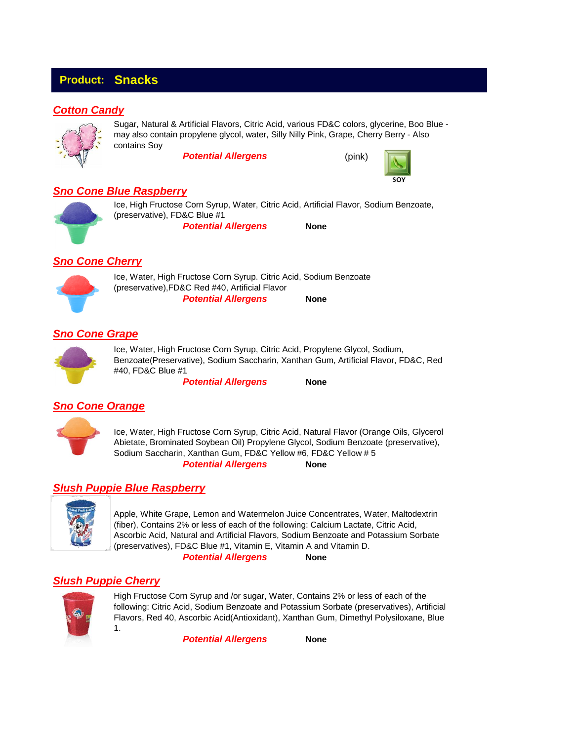## Product: Snacks

### *Cotton Candy*

Sugar, Natural & Artificial Flavors, Citric Acid, various FD&C colors, glycerine, Boo Blue - may also contain propylene glycol, water, Silly Nilly Pink, Grape, Cherry Berry - Also contains Soy

***Potential Allergens*** (pink) SOY

### *Sno Cone Blue Raspberry*

Ice, High Fructose Corn Syrup, Water, Citric Acid, Artificial Flavor, Sodium Benzoate, (preservative), FD&C Blue #1

***Potential Allergens*** **None**

### *Sno Cone Cherry*

Ice, Water, High Fructose Corn Syrup. Citric Acid, Sodium Benzoate (preservative),FD&C Red #40, Artificial Flavor

***Potential Allergens*** **None**

### *Sno Cone Grape*

Ice, Water, High Fructose Corn Syrup, Citric Acid, Propylene Glycol, Sodium, Benzoate(Preservative), Sodium Saccharin, Xanthan Gum, Artificial Flavor, FD&C, Red #40, FD&C Blue #1

***Potential Allergens*** **None**

### *Sno Cone Orange*

Ice, Water, High Fructose Corn Syrup, Citric Acid, Natural Flavor (Orange Oils, Glycerol Abietate, Brominated Soybean Oil) Propylene Glycol, Sodium Benzoate (preservative), Sodium Saccharin, Xanthan Gum, FD&C Yellow #6, FD&C Yellow # 5

***Potential Allergens*** **None**

### *Slush Puppie Blue Raspberry*

Apple, White Grape, Lemon and Watermelon Juice Concentrates, Water, Maltodextrin (fiber), Contains 2% or less of each of the following: Calcium Lactate, Citric Acid, Ascorbic Acid, Natural and Artificial Flavors, Sodium Benzoate and Potassium Sorbate (preservatives), FD&C Blue #1, Vitamin E, Vitamin A and Vitamin D.

***Potential Allergens*** **None**

### *Slush Puppie Cherry*

High Fructose Corn Syrup and /or sugar, Water, Contains 2% or less of each of the following: Citric Acid, Sodium Benzoate and Potassium Sorbate (preservatives), Artificial Flavors, Red 40, Ascorbic Acid(Antioxidant), Xanthan Gum, Dimethyl Polysiloxane, Blue 1.

***Potential Allergens*** **None**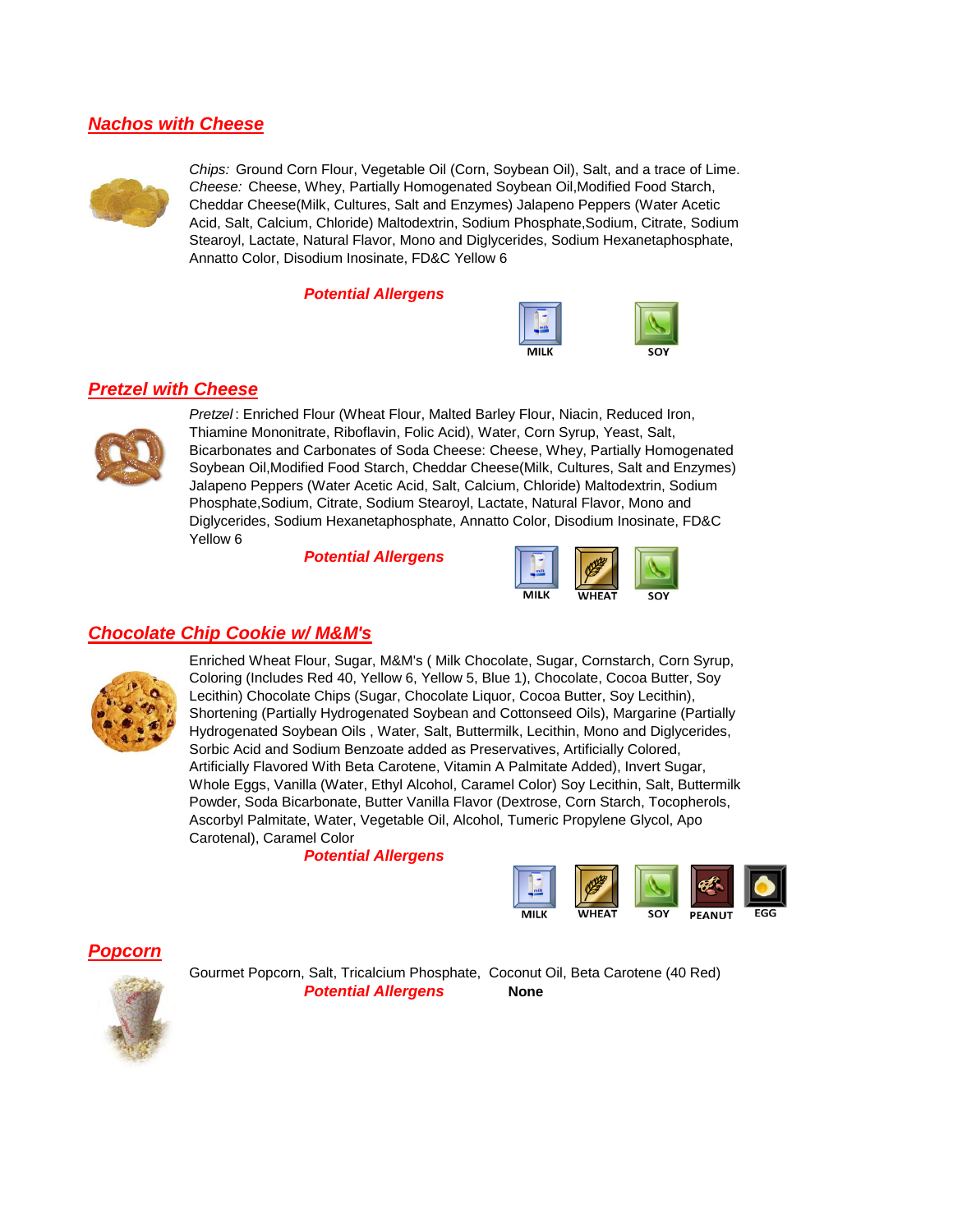## Nachos with Cheese

*Chips:* Ground Corn Flour, Vegetable Oil (Corn, Soybean Oil), Salt, and a trace of Lime. *Cheese:* Cheese, Whey, Partially Homogenated Soybean Oil,Modified Food Starch, Cheddar Cheese(Milk, Cultures, Salt and Enzymes) Jalapeno Peppers (Water Acetic Acid, Salt, Calcium, Chloride) Maltodextrin, Sodium Phosphate,Sodium, Citrate, Sodium Stearoyl, Lactate, Natural Flavor, Mono and Diglycerides, Sodium Hexanetaphosphate, Annatto Color, Disodium Inosinate, FD&C Yellow 6

**Potential Allergens**

MILK SOY

## Pretzel with Cheese

*Pretzel*: Enriched Flour (Wheat Flour, Malted Barley Flour, Niacin, Reduced Iron, Thiamine Mononitrate, Riboflavin, Folic Acid), Water, Corn Syrup, Yeast, Salt, Bicarbonates and Carbonates of Soda Cheese: Cheese, Whey, Partially Homogenated Soybean Oil,Modified Food Starch, Cheddar Cheese(Milk, Cultures, Salt and Enzymes) Jalapeno Peppers (Water Acetic Acid, Salt, Calcium, Chloride) Maltodextrin, Sodium Phosphate,Sodium, Citrate, Sodium Stearoyl, Lactate, Natural Flavor, Mono and Diglycerides, Sodium Hexanetaphosphate, Annatto Color, Disodium Inosinate, FD&C Yellow 6

**Potential Allergens**

MILK WHEAT SOY

## Chocolate Chip Cookie w/ M&M's

Enriched Wheat Flour, Sugar, M&M's ( Milk Chocolate, Sugar, Cornstarch, Corn Syrup, Coloring (Includes Red 40, Yellow 6, Yellow 5, Blue 1), Chocolate, Cocoa Butter, Soy Lecithin) Chocolate Chips (Sugar, Chocolate Liquor, Cocoa Butter, Soy Lecithin), Shortening (Partially Hydrogenated Soybean and Cottonseed Oils), Margarine (Partially Hydrogenated Soybean Oils , Water, Salt, Buttermilk, Lecithin, Mono and Diglycerides, Sorbic Acid and Sodium Benzoate added as Preservatives, Artificially Colored, Artificially Flavored With Beta Carotene, Vitamin A Palmitate Added), Invert Sugar, Whole Eggs, Vanilla (Water, Ethyl Alcohol, Caramel Color) Soy Lecithin, Salt, Buttermilk Powder, Soda Bicarbonate, Butter Vanilla Flavor (Dextrose, Corn Starch, Tocopherols, Ascorbyl Palmitate, Water, Vegetable Oil, Alcohol, Tumeric Propylene Glycol, Apo Carotenal), Caramel Color

**Potential Allergens**

MILK WHEAT SOY PEANUT EGG

## Popcorn

Gourmet Popcorn, Salt, Tricalcium Phosphate, Coconut Oil, Beta Carotene (40 Red)

**Potential Allergens** **None**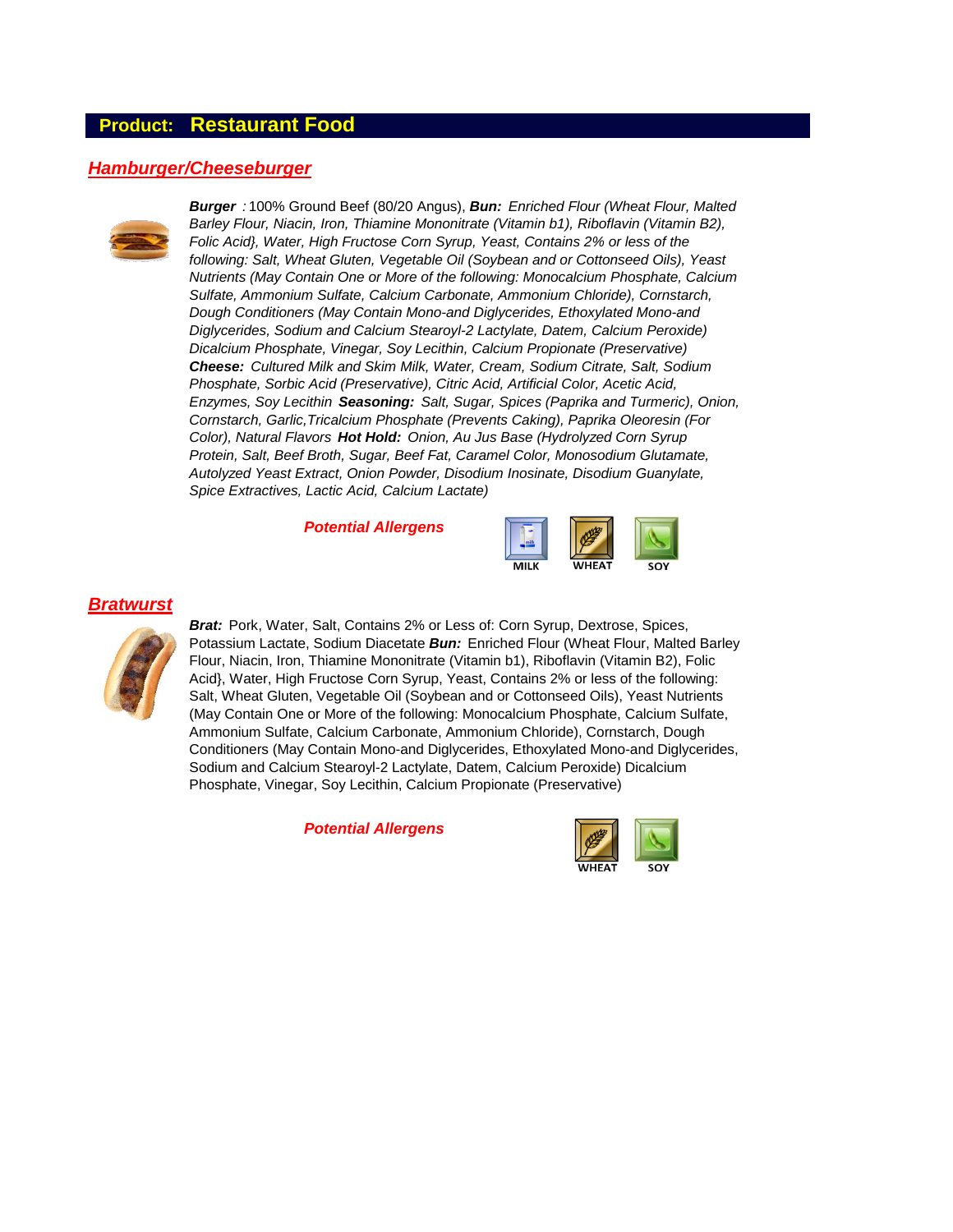## Product: Restaurant Food

### *Hamburger/Cheeseburger*

***Burger*** *:* 100% Ground Beef (80/20 Angus), ***Bun:*** *Enriched Flour (Wheat Flour, Malted Barley Flour, Niacin, Iron, Thiamine Mononitrate (Vitamin b1), Riboflavin (Vitamin B2), Folic Acid}, Water, High Fructose Corn Syrup, Yeast, Contains 2% or less of the following: Salt, Wheat Gluten, Vegetable Oil (Soybean and or Cottonseed Oils), Yeast Nutrients (May Contain One or More of the following: Monocalcium Phosphate, Calcium Sulfate, Ammonium Sulfate, Calcium Carbonate, Ammonium Chloride), Cornstarch, Dough Conditioners (May Contain Mono-and Diglycerides, Ethoxylated Mono-and Diglycerides, Sodium and Calcium Stearoyl-2 Lactylate, Datem, Calcium Peroxide) Dicalcium Phosphate, Vinegar, Soy Lecithin, Calcium Propionate (Preservative)* ***Cheese:*** *Cultured Milk and Skim Milk, Water, Cream, Sodium Citrate, Salt, Sodium Phosphate, Sorbic Acid (Preservative), Citric Acid, Artificial Color, Acetic Acid, Enzymes, Soy Lecithin* ***Seasoning:*** *Salt, Sugar, Spices (Paprika and Turmeric), Onion, Cornstarch, Garlic,Tricalcium Phosphate (Prevents Caking), Paprika Oleoresin (For Color), Natural Flavors* ***Hot Hold:*** *Onion, Au Jus Base (Hydrolyzed Corn Syrup Protein, Salt, Beef Broth, Sugar, Beef Fat, Caramel Color, Monosodium Glutamate, Autolyzed Yeast Extract, Onion Powder, Disodium Inosinate, Disodium Guanylate, Spice Extractives, Lactic Acid, Calcium Lactate)*

***Potential Allergens***

MILK WHEAT SOY

### *Bratwurst*

***Brat:*** Pork, Water, Salt, Contains 2% or Less of: Corn Syrup, Dextrose, Spices, Potassium Lactate, Sodium Diacetate ***Bun:*** Enriched Flour (Wheat Flour, Malted Barley Flour, Niacin, Iron, Thiamine Mononitrate (Vitamin b1), Riboflavin (Vitamin B2), Folic Acid}, Water, High Fructose Corn Syrup, Yeast, Contains 2% or less of the following: Salt, Wheat Gluten, Vegetable Oil (Soybean and or Cottonseed Oils), Yeast Nutrients (May Contain One or More of the following: Monocalcium Phosphate, Calcium Sulfate, Ammonium Sulfate, Calcium Carbonate, Ammonium Chloride), Cornstarch, Dough Conditioners (May Contain Mono-and Diglycerides, Ethoxylated Mono-and Diglycerides, Sodium and Calcium Stearoyl-2 Lactylate, Datem, Calcium Peroxide) Dicalcium Phosphate, Vinegar, Soy Lecithin, Calcium Propionate (Preservative)

***Potential Allergens***

WHEAT SOY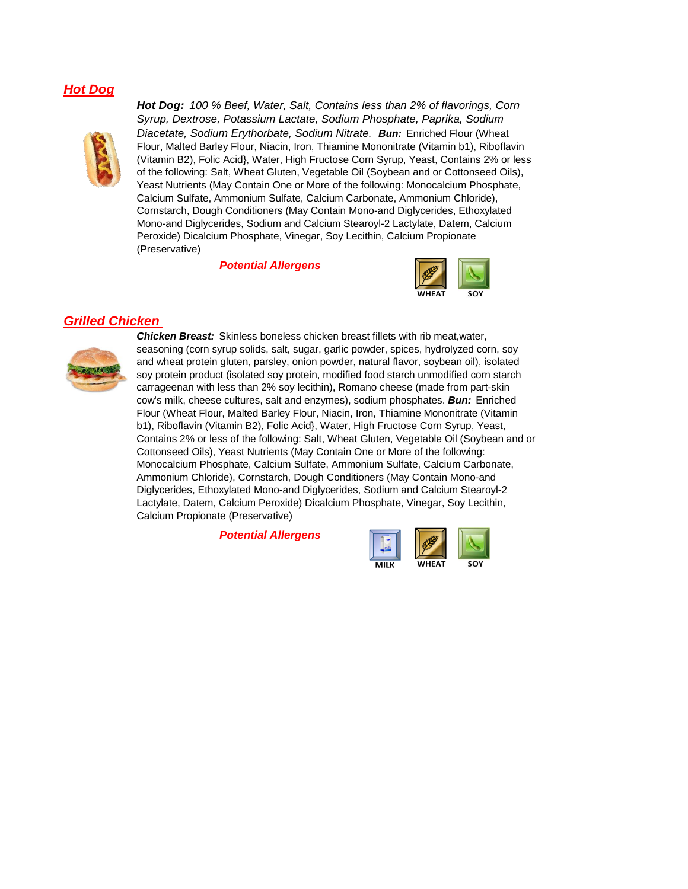## *Hot Dog*

***Hot Dog:*** *100 % Beef, Water, Salt, Contains less than 2% of flavorings, Corn Syrup, Dextrose, Potassium Lactate, Sodium Phosphate, Paprika, Sodium Diacetate, Sodium Erythorbate, Sodium Nitrate.* ***Bun:*** Enriched Flour (Wheat Flour, Malted Barley Flour, Niacin, Iron, Thiamine Mononitrate (Vitamin b1), Riboflavin (Vitamin B2), Folic Acid}, Water, High Fructose Corn Syrup, Yeast, Contains 2% or less of the following: Salt, Wheat Gluten, Vegetable Oil (Soybean and or Cottonseed Oils), Yeast Nutrients (May Contain One or More of the following: Monocalcium Phosphate, Calcium Sulfate, Ammonium Sulfate, Calcium Carbonate, Ammonium Chloride), Cornstarch, Dough Conditioners (May Contain Mono-and Diglycerides, Ethoxylated Mono-and Diglycerides, Sodium and Calcium Stearoyl-2 Lactylate, Datem, Calcium Peroxide) Dicalcium Phosphate, Vinegar, Soy Lecithin, Calcium Propionate (Preservative)

***Potential Allergens***

WHEAT SOY

## *Grilled Chicken*

***Chicken Breast:*** Skinless boneless chicken breast fillets with rib meat,water, seasoning (corn syrup solids, salt, sugar, garlic powder, spices, hydrolyzed corn, soy and wheat protein gluten, parsley, onion powder, natural flavor, soybean oil), isolated soy protein product (isolated soy protein, modified food starch unmodified corn starch carrageenan with less than 2% soy lecithin), Romano cheese (made from part-skin cow's milk, cheese cultures, salt and enzymes), sodium phosphates. ***Bun:*** Enriched Flour (Wheat Flour, Malted Barley Flour, Niacin, Iron, Thiamine Mononitrate (Vitamin b1), Riboflavin (Vitamin B2), Folic Acid}, Water, High Fructose Corn Syrup, Yeast, Contains 2% or less of the following: Salt, Wheat Gluten, Vegetable Oil (Soybean and or Cottonseed Oils), Yeast Nutrients (May Contain One or More of the following: Monocalcium Phosphate, Calcium Sulfate, Ammonium Sulfate, Calcium Carbonate, Ammonium Chloride), Cornstarch, Dough Conditioners (May Contain Mono-and Diglycerides, Ethoxylated Mono-and Diglycerides, Sodium and Calcium Stearoyl-2 Lactylate, Datem, Calcium Peroxide) Dicalcium Phosphate, Vinegar, Soy Lecithin, Calcium Propionate (Preservative)

***Potential Allergens***

MILK WHEAT SOY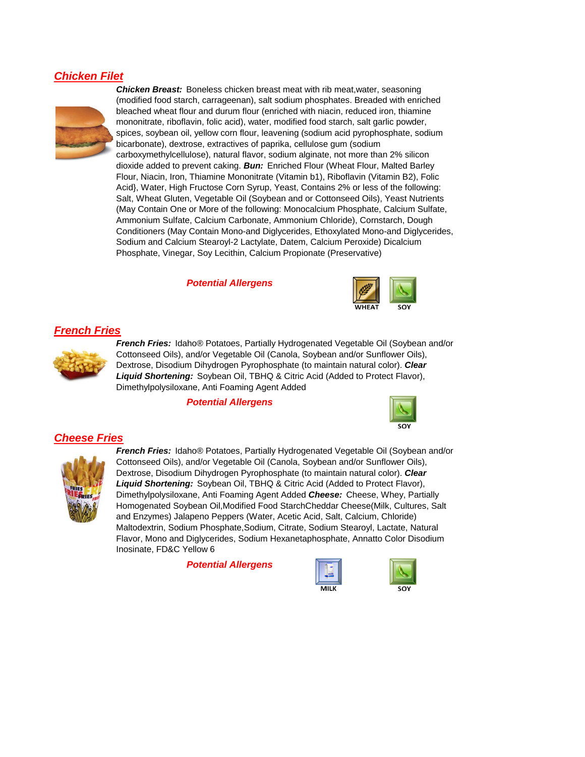## Chicken Filet

***Chicken Breast:*** Boneless chicken breast meat with rib meat,water, seasoning (modified food starch, carrageenan), salt sodium phosphates. Breaded with enriched bleached wheat flour and durum flour (enriched with niacin, reduced iron, thiamine mononitrate, riboflavin, folic acid), water, modified food starch, salt garlic powder, spices, soybean oil, yellow corn flour, leavening (sodium acid pyrophosphate, sodium bicarbonate), dextrose, extractives of paprika, cellulose gum (sodium carboxymethylcellulose), natural flavor, sodium alginate, not more than 2% silicon dioxide added to prevent caking. ***Bun:*** Enriched Flour (Wheat Flour, Malted Barley Flour, Niacin, Iron, Thiamine Mononitrate (Vitamin b1), Riboflavin (Vitamin B2), Folic Acid}, Water, High Fructose Corn Syrup, Yeast, Contains 2% or less of the following: Salt, Wheat Gluten, Vegetable Oil (Soybean and or Cottonseed Oils), Yeast Nutrients (May Contain One or More of the following: Monocalcium Phosphate, Calcium Sulfate, Ammonium Sulfate, Calcium Carbonate, Ammonium Chloride), Cornstarch, Dough Conditioners (May Contain Mono-and Diglycerides, Ethoxylated Mono-and Diglycerides, Sodium and Calcium Stearoyl-2 Lactylate, Datem, Calcium Peroxide) Dicalcium Phosphate, Vinegar, Soy Lecithin, Calcium Propionate (Preservative)

***Potential Allergens***

WHEAT SOY

## French Fries

***French Fries:*** Idaho® Potatoes, Partially Hydrogenated Vegetable Oil (Soybean and/or Cottonseed Oils), and/or Vegetable Oil (Canola, Soybean and/or Sunflower Oils), Dextrose, Disodium Dihydrogen Pyrophosphate (to maintain natural color). ***Clear Liquid Shortening:*** Soybean Oil, TBHQ & Citric Acid (Added to Protect Flavor), Dimethylpolysiloxane, Anti Foaming Agent Added

***Potential Allergens***

SOY

## Cheese Fries

***French Fries:*** Idaho® Potatoes, Partially Hydrogenated Vegetable Oil (Soybean and/or Cottonseed Oils), and/or Vegetable Oil (Canola, Soybean and/or Sunflower Oils), Dextrose, Disodium Dihydrogen Pyrophosphate (to maintain natural color). ***Clear Liquid Shortening:*** Soybean Oil, TBHQ & Citric Acid (Added to Protect Flavor), Dimethylpolysiloxane, Anti Foaming Agent Added ***Cheese:*** Cheese, Whey, Partially Homogenated Soybean Oil,Modified Food StarchCheddar Cheese(Milk, Cultures, Salt and Enzymes) Jalapeno Peppers (Water, Acetic Acid, Salt, Calcium, Chloride) Maltodextrin, Sodium Phosphate,Sodium, Citrate, Sodium Stearoyl, Lactate, Natural Flavor, Mono and Diglycerides, Sodium Hexanetaphosphate, Annatto Color Disodium Inosinate, FD&C Yellow 6

***Potential Allergens***

MILK SOY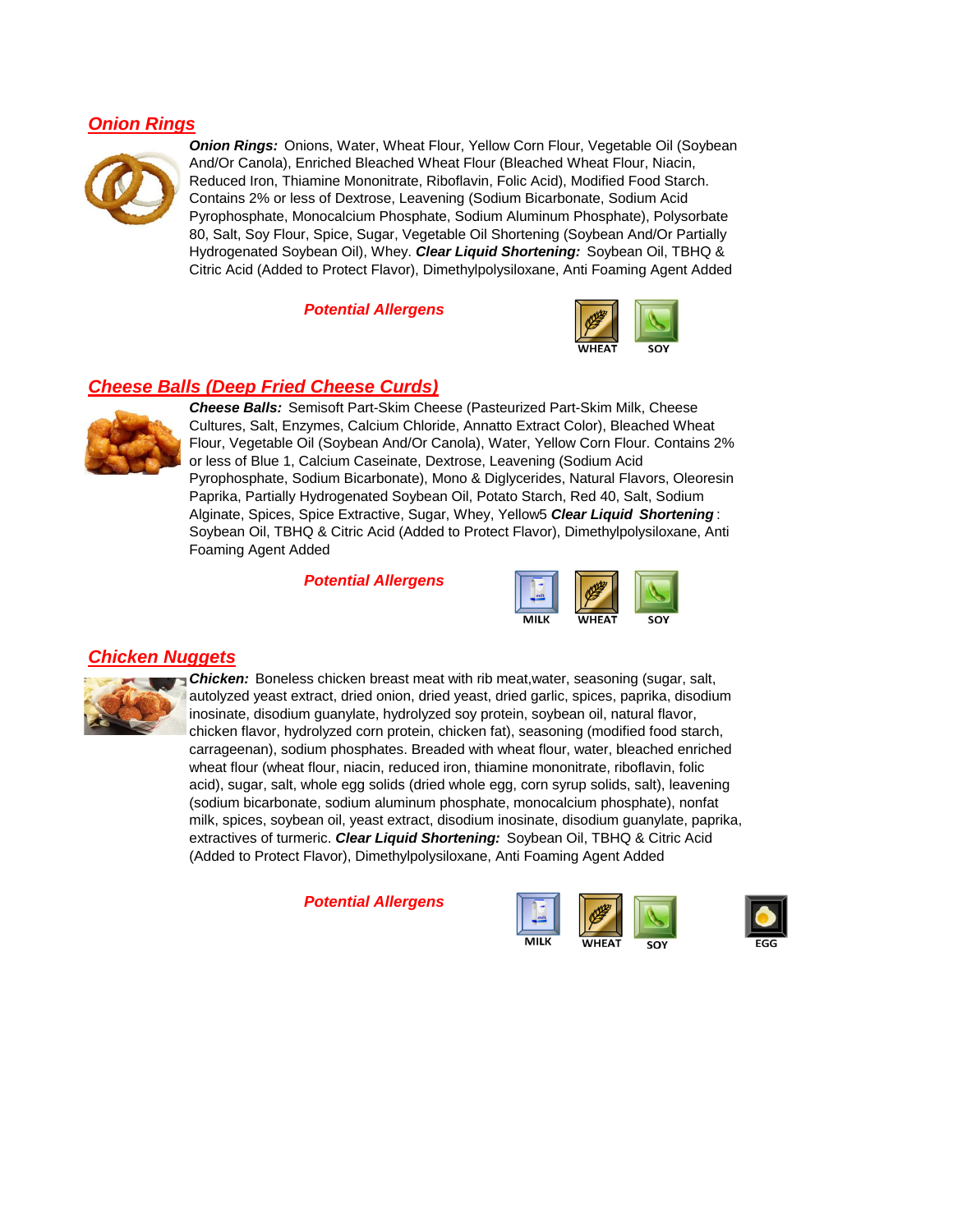## Onion Rings

***Onion Rings:*** Onions, Water, Wheat Flour, Yellow Corn Flour, Vegetable Oil (Soybean And/Or Canola), Enriched Bleached Wheat Flour (Bleached Wheat Flour, Niacin, Reduced Iron, Thiamine Mononitrate, Riboflavin, Folic Acid), Modified Food Starch. Contains 2% or less of Dextrose, Leavening (Sodium Bicarbonate, Sodium Acid Pyrophosphate, Monocalcium Phosphate, Sodium Aluminum Phosphate), Polysorbate 80, Salt, Soy Flour, Spice, Sugar, Vegetable Oil Shortening (Soybean And/Or Partially Hydrogenated Soybean Oil), Whey. ***Clear Liquid Shortening:*** Soybean Oil, TBHQ & Citric Acid (Added to Protect Flavor), Dimethylpolysiloxane, Anti Foaming Agent Added

***Potential Allergens***

WHEAT SOY

## Cheese Balls (Deep Fried Cheese Curds)

***Cheese Balls:*** Semisoft Part-Skim Cheese (Pasteurized Part-Skim Milk, Cheese Cultures, Salt, Enzymes, Calcium Chloride, Annatto Extract Color), Bleached Wheat Flour, Vegetable Oil (Soybean And/Or Canola), Water, Yellow Corn Flour. Contains 2% or less of Blue 1, Calcium Caseinate, Dextrose, Leavening (Sodium Acid Pyrophosphate, Sodium Bicarbonate), Mono & Diglycerides, Natural Flavors, Oleoresin Paprika, Partially Hydrogenated Soybean Oil, Potato Starch, Red 40, Salt, Sodium Alginate, Spices, Spice Extractive, Sugar, Whey, Yellow5 ***Clear Liquid Shortening***: Soybean Oil, TBHQ & Citric Acid (Added to Protect Flavor), Dimethylpolysiloxane, Anti Foaming Agent Added

***Potential Allergens***

MILK WHEAT SOY

## Chicken Nuggets

***Chicken:*** Boneless chicken breast meat with rib meat,water, seasoning (sugar, salt, autolyzed yeast extract, dried onion, dried yeast, dried garlic, spices, paprika, disodium inosinate, disodium guanylate, hydrolyzed soy protein, soybean oil, natural flavor, chicken flavor, hydrolyzed corn protein, chicken fat), seasoning (modified food starch, carrageenan), sodium phosphates. Breaded with wheat flour, water, bleached enriched wheat flour (wheat flour, niacin, reduced iron, thiamine mononitrate, riboflavin, folic acid), sugar, salt, whole egg solids (dried whole egg, corn syrup solids, salt), leavening (sodium bicarbonate, sodium aluminum phosphate, monocalcium phosphate), nonfat milk, spices, soybean oil, yeast extract, disodium inosinate, disodium guanylate, paprika, extractives of turmeric. ***Clear Liquid Shortening:*** Soybean Oil, TBHQ & Citric Acid (Added to Protect Flavor), Dimethylpolysiloxane, Anti Foaming Agent Added

***Potential Allergens***

MILK WHEAT SOY EGG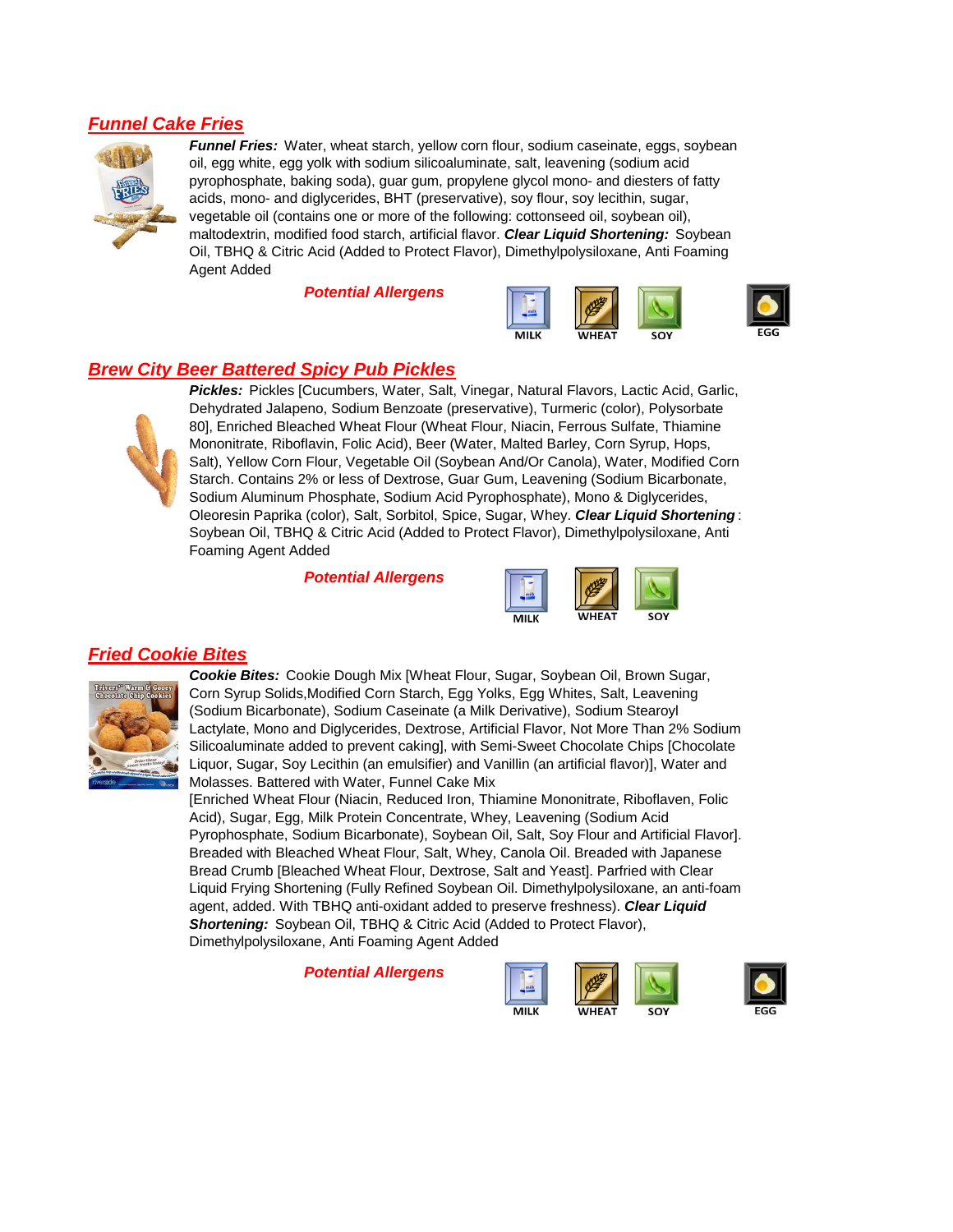## Funnel Cake Fries

***Funnel Fries:*** Water, wheat starch, yellow corn flour, sodium caseinate, eggs, soybean oil, egg white, egg yolk with sodium silicoaluminate, salt, leavening (sodium acid pyrophosphate, baking soda), guar gum, propylene glycol mono- and diesters of fatty acids, mono- and diglycerides, BHT (preservative), soy flour, soy lecithin, sugar, vegetable oil (contains one or more of the following: cottonseed oil, soybean oil), maltodextrin, modified food starch, artificial flavor. ***Clear Liquid Shortening:*** Soybean Oil, TBHQ & Citric Acid (Added to Protect Flavor), Dimethylpolysiloxane, Anti Foaming Agent Added

***Potential Allergens***

MILK WHEAT SOY EGG

## Brew City Beer Battered Spicy Pub Pickles

***Pickles:*** Pickles [Cucumbers, Water, Salt, Vinegar, Natural Flavors, Lactic Acid, Garlic, Dehydrated Jalapeno, Sodium Benzoate (preservative), Turmeric (color), Polysorbate 80], Enriched Bleached Wheat Flour (Wheat Flour, Niacin, Ferrous Sulfate, Thiamine Mononitrate, Riboflavin, Folic Acid), Beer (Water, Malted Barley, Corn Syrup, Hops, Salt), Yellow Corn Flour, Vegetable Oil (Soybean And/Or Canola), Water, Modified Corn Starch. Contains 2% or less of Dextrose, Guar Gum, Leavening (Sodium Bicarbonate, Sodium Aluminum Phosphate, Sodium Acid Pyrophosphate), Mono & Diglycerides, Oleoresin Paprika (color), Salt, Sorbitol, Spice, Sugar, Whey. ***Clear Liquid Shortening***: Soybean Oil, TBHQ & Citric Acid (Added to Protect Flavor), Dimethylpolysiloxane, Anti Foaming Agent Added

***Potential Allergens***

MILK WHEAT SOY

## Fried Cookie Bites

***Cookie Bites:*** Cookie Dough Mix [Wheat Flour, Sugar, Soybean Oil, Brown Sugar, Corn Syrup Solids,Modified Corn Starch, Egg Yolks, Egg Whites, Salt, Leavening (Sodium Bicarbonate), Sodium Caseinate (a Milk Derivative), Sodium Stearoyl Lactylate, Mono and Diglycerides, Dextrose, Artificial Flavor, Not More Than 2% Sodium Silicoaluminate added to prevent caking], with Semi-Sweet Chocolate Chips [Chocolate Liquor, Sugar, Soy Lecithin (an emulsifier) and Vanillin (an artificial flavor)], Water and Molasses. Battered with Water, Funnel Cake Mix
[Enriched Wheat Flour (Niacin, Reduced Iron, Thiamine Mononitrate, Riboflaven, Folic Acid), Sugar, Egg, Milk Protein Concentrate, Whey, Leavening (Sodium Acid Pyrophosphate, Sodium Bicarbonate), Soybean Oil, Salt, Soy Flour and Artificial Flavor]. Breaded with Bleached Wheat Flour, Salt, Whey, Canola Oil. Breaded with Japanese Bread Crumb [Bleached Wheat Flour, Dextrose, Salt and Yeast]. Parfried with Clear Liquid Frying Shortening (Fully Refined Soybean Oil. Dimethylpolysiloxane, an anti-foam agent, added. With TBHQ anti-oxidant added to preserve freshness). ***Clear Liquid Shortening:*** Soybean Oil, TBHQ & Citric Acid (Added to Protect Flavor), Dimethylpolysiloxane, Anti Foaming Agent Added

***Potential Allergens***

MILK WHEAT SOY EGG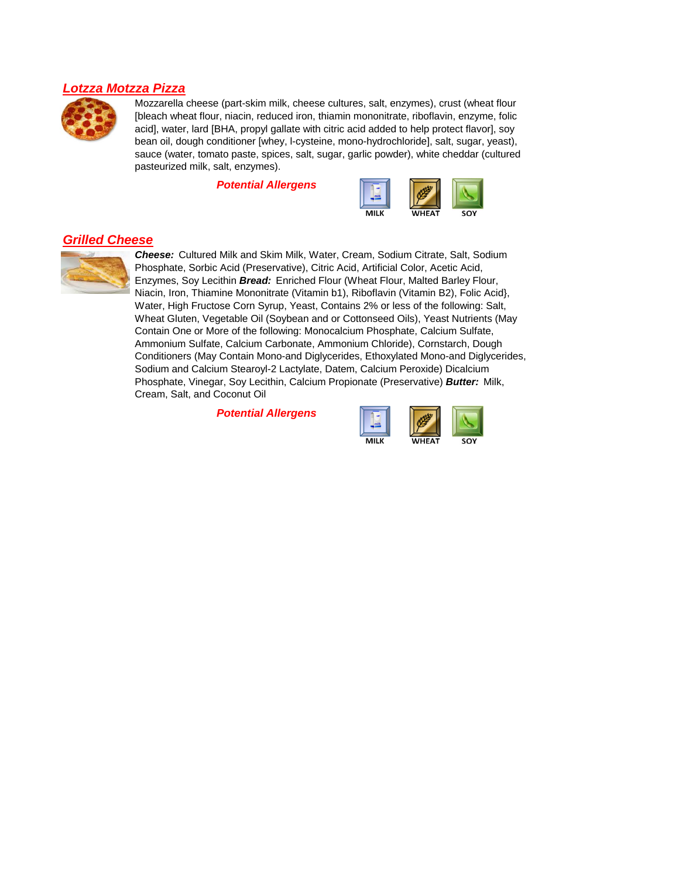## Lotzza Motzza Pizza

Mozzarella cheese (part-skim milk, cheese cultures, salt, enzymes), crust (wheat flour [bleach wheat flour, niacin, reduced iron, thiamin mononitrate, riboflavin, enzyme, folic acid], water, lard [BHA, propyl gallate with citric acid added to help protect flavor], soy bean oil, dough conditioner [whey, l-cysteine, mono-hydrochloride], salt, sugar, yeast), sauce (water, tomato paste, spices, salt, sugar, garlic powder), white cheddar (cultured pasteurized milk, salt, enzymes).

***Potential Allergens***

MILK WHEAT SOY

## Grilled Cheese

***Cheese:*** Cultured Milk and Skim Milk, Water, Cream, Sodium Citrate, Salt, Sodium Phosphate, Sorbic Acid (Preservative), Citric Acid, Artificial Color, Acetic Acid, Enzymes, Soy Lecithin ***Bread:*** Enriched Flour (Wheat Flour, Malted Barley Flour, Niacin, Iron, Thiamine Mononitrate (Vitamin b1), Riboflavin (Vitamin B2), Folic Acid}, Water, High Fructose Corn Syrup, Yeast, Contains 2% or less of the following: Salt, Wheat Gluten, Vegetable Oil (Soybean and or Cottonseed Oils), Yeast Nutrients (May Contain One or More of the following: Monocalcium Phosphate, Calcium Sulfate, Ammonium Sulfate, Calcium Carbonate, Ammonium Chloride), Cornstarch, Dough Conditioners (May Contain Mono-and Diglycerides, Ethoxylated Mono-and Diglycerides, Sodium and Calcium Stearoyl-2 Lactylate, Datem, Calcium Peroxide) Dicalcium Phosphate, Vinegar, Soy Lecithin, Calcium Propionate (Preservative) ***Butter:*** Milk, Cream, Salt, and Coconut Oil

***Potential Allergens***

MILK WHEAT SOY